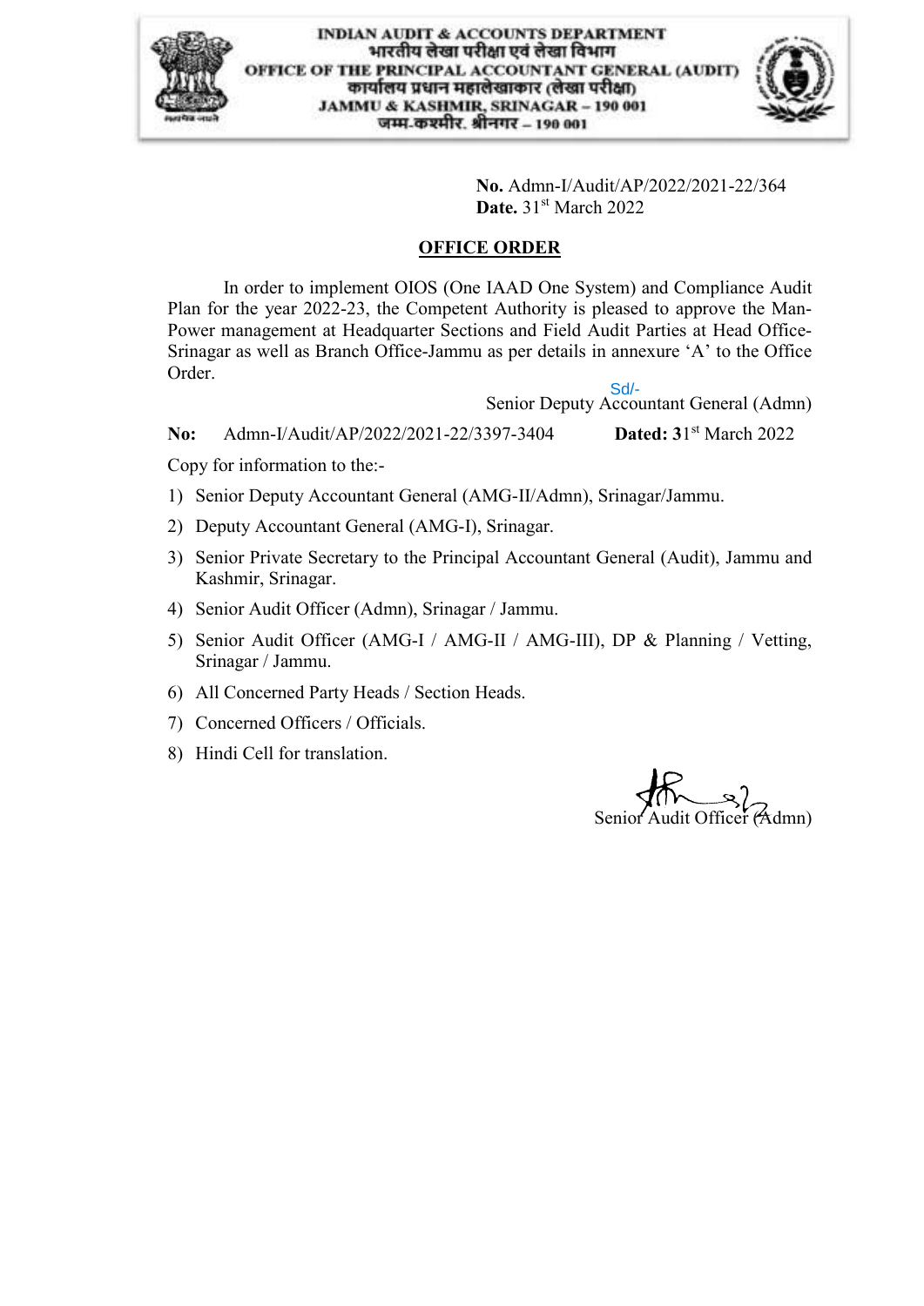INDIAN AUDIT & ACCOUNTS DEPARTMENT
भारतीय लेखा परीक्षा एवं लेखा विभाग
OFFICE OF THE PRINCIPAL ACCOUNTANT GENERAL (AUDIT)
कार्यालय प्रधान महालेखाकार (लेखा परीक्षा)
JAMMU & KASHMIR, SRINAGAR – 190 001
जम्मू-कश्मीर, श्रीनगर – 190 001

**No.** Admn-I/Audit/AP/2022/2021-22/364
**Date.** 31st March 2022

## OFFICE ORDER

In order to implement OIOS (One IAAD One System) and Compliance Audit Plan for the year 2022-23, the Competent Authority is pleased to approve the Man-Power management at Headquarter Sections and Field Audit Parties at Head Office-Srinagar as well as Branch Office-Jammu as per details in annexure 'A' to the Office Order.

Sd/-
Senior Deputy Accountant General (Admn)

**No:** Admn-I/Audit/AP/2022/2021-22/3397-3404 **Dated: 31**st March 2022

Copy for information to the:-

1) Senior Deputy Accountant General (AMG-II/Admn), Srinagar/Jammu.
2) Deputy Accountant General (AMG-I), Srinagar.
3) Senior Private Secretary to the Principal Accountant General (Audit), Jammu and Kashmir, Srinagar.
4) Senior Audit Officer (Admn), Srinagar / Jammu.
5) Senior Audit Officer (AMG-I / AMG-II / AMG-III), DP & Planning / Vetting, Srinagar / Jammu.
6) All Concerned Party Heads / Section Heads.
7) Concerned Officers / Officials.
8) Hindi Cell for translation.

Senior Audit Officer (Admn)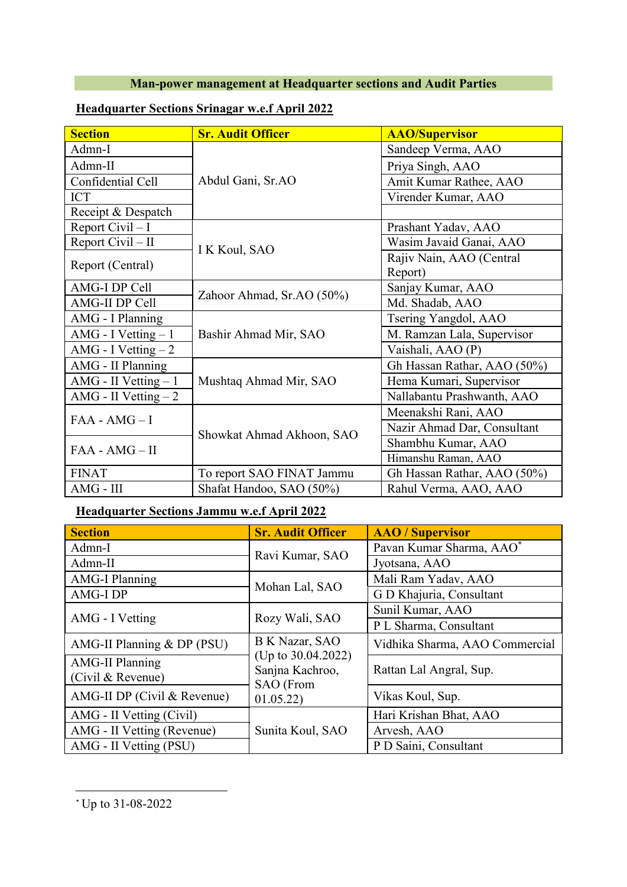## Man-power management at Headquarter sections and Audit Parties

### Headquarter Sections Srinagar w.e.f April 2022

| Section | Sr. Audit Officer | AAO/Supervisor |
|---|---|---|
| Admn-I | Abdul Gani, Sr.AO | Sandeep Verma, AAO |
| Admn-II | | Priya Singh, AAO |
| Confidential Cell | | Amit Kumar Rathee, AAO |
| ICT | | Virender Kumar, AAO |
| Receipt & Despatch | | |
| Report Civil – I | I K Koul, SAO | Prashant Yadav, AAO |
| Report Civil – II | | Wasim Javaid Ganai, AAO |
| Report (Central) | | Rajiv Nain, AAO (Central Report) |
| AMG-I DP Cell | Zahoor Ahmad, Sr.AO (50%) | Sanjay Kumar, AAO |
| AMG-II DP Cell | | Md. Shadab, AAO |
| AMG - I Planning | Bashir Ahmad Mir, SAO | Tsering Yangdol, AAO |
| AMG - I Vetting – 1 | | M. Ramzan Lala, Supervisor |
| AMG - I Vetting – 2 | | Vaishali, AAO (P) |
| AMG - II Planning | Mushtaq Ahmad Mir, SAO | Gh Hassan Rathar, AAO (50%) |
| AMG - II Vetting – 1 | | Hema Kumari, Supervisor |
| AMG - II Vetting – 2 | | Nallabantu Prashwanth, AAO |
| FAA - AMG – I | Showkat Ahmad Akhoon, SAO | Meenakshi Rani, AAO |
| | | Nazir Ahmad Dar, Consultant |
| FAA - AMG – II | | Shambhu Kumar, AAO |
| | | Himanshu Raman, AAO |
| FINAT | To report SAO FINAT Jammu | Gh Hassan Rathar, AAO (50%) |
| AMG - III | Shafat Handoo, SAO (50%) | Rahul Verma, AAO, AAO |

### Headquarter Sections Jammu w.e.f April 2022

| Section | Sr. Audit Officer | AAO / Supervisor |
|---|---|---|
| Admn-I | Ravi Kumar, SAO | Pavan Kumar Sharma, AAO* |
| Admn-II | | Jyotsana, AAO |
| AMG-I Planning | Mohan Lal, SAO | Mali Ram Yadav, AAO |
| AMG-I DP | | G D Khajuria, Consultant |
| AMG - I Vetting | Rozy Wali, SAO | Sunil Kumar, AAO |
| | | P L Sharma, Consultant |
| AMG-II Planning & DP (PSU) | B K Nazar, SAO (Up to 30.04.2022) Sanjna Kachroo, SAO (From 01.05.22) | Vidhika Sharma, AAO Commercial |
| AMG-II Planning (Civil & Revenue) | | Rattan Lal Angral, Sup. |
| AMG-II DP (Civil & Revenue) | | Vikas Koul, Sup. |
| AMG - II Vetting (Civil) | Sunita Koul, SAO | Hari Krishan Bhat, AAO |
| AMG - II Vetting (Revenue) | | Arvesh, AAO |
| AMG - II Vetting (PSU) | | P D Saini, Consultant |

* Up to 31-08-2022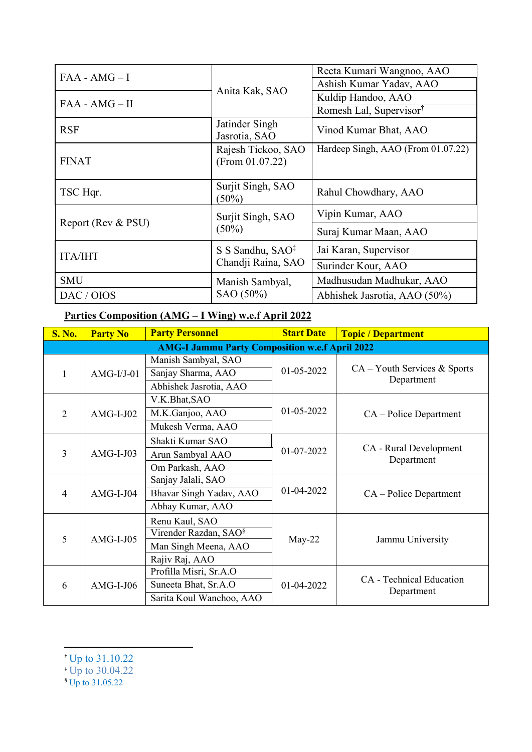| | | |
|---|---|---|
| FAA - AMG – I | Anita Kak, SAO | Reeta Kumari Wangnoo, AAO |
| | | Ashish Kumar Yadav, AAO |
| FAA - AMG – II | | Kuldip Handoo, AAO |
| | | Romesh Lal, Supervisor[†] |
| RSF | Jatinder Singh Jasrotia, SAO | Vinod Kumar Bhat, AAO |
| FINAT | Rajesh Tickoo, SAO (From 01.07.22) | Hardeep Singh, AAO (From 01.07.22) |
| TSC Hqr. | Surjit Singh, SAO (50%) | Rahul Chowdhary, AAO |
| Report (Rev & PSU) | Surjit Singh, SAO (50%) | Vipin Kumar, AAO |
| | | Suraj Kumar Maan, AAO |
| ITA/IHT | S S Sandhu, SAO[‡] Chandji Raina, SAO | Jai Karan, Supervisor |
| | | Surinder Kour, AAO |
| SMU | Manish Sambyal, SAO (50%) | Madhusudan Madhukar, AAO |
| DAC / OIOS | | Abhishek Jasrotia, AAO (50%) |

**Parties Composition (AMG – I Wing) w.e.f April 2022**

| S. No. | Party No | Party Personnel | Start Date | Topic / Department |
|---|---|---|---|---|
| **AMG-I Jammu Party Composition w.e.f April 2022** | | | | |
| 1 | AMG-I/J-01 | Manish Sambyal, SAO | 01-05-2022 | CA – Youth Services & Sports Department |
| | | Sanjay Sharma, AAO | | |
| | | Abhishek Jasrotia, AAO | | |
| 2 | AMG-I-J02 | V.K.Bhat,SAO | 01-05-2022 | CA – Police Department |
| | | M.K.Ganjoo, AAO | | |
| | | Mukesh Verma, AAO | | |
| 3 | AMG-I-J03 | Shakti Kumar SAO | 01-07-2022 | CA - Rural Development Department |
| | | Arun Sambyal AAO | | |
| | | Om Parkash, AAO | | |
| 4 | AMG-I-J04 | Sanjay Jalali, SAO | 01-04-2022 | CA – Police Department |
| | | Bhavar Singh Yadav, AAO | | |
| | | Abhay Kumar, AAO | | |
| 5 | AMG-I-J05 | Renu Kaul, SAO | May-22 | Jammu University |
| | | Virender Razdan, SAO[§] | | |
| | | Man Singh Meena, AAO | | |
| | | Rajiv Raj, AAO | | |
| 6 | AMG-I-J06 | Profilla Misri, Sr.A.O | 01-04-2022 | CA - Technical Education Department |
| | | Suneeta Bhat, Sr.A.O | | |
| | | Sarita Koul Wanchoo, AAO | | |

[†] Up to 31.10.22
[‡] Up to 30.04.22
[§] Up to 31.05.22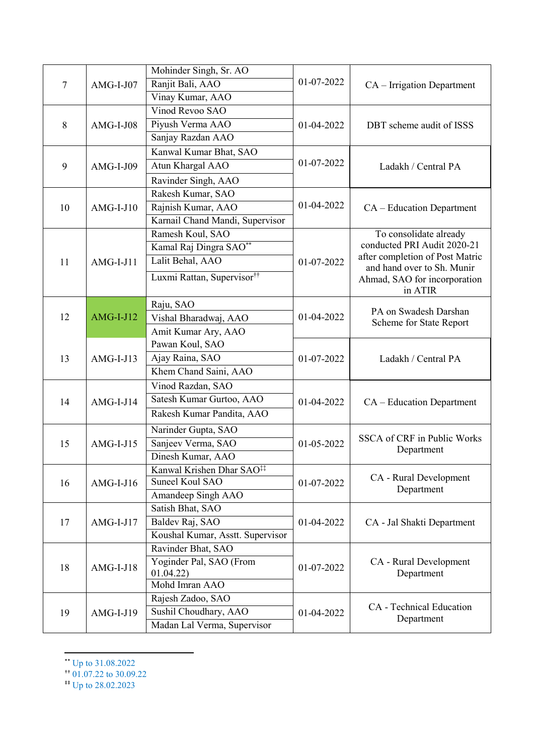| 7 | AMG-I-J07 | Mohinder Singh, Sr. AO<br>Ranjit Bali, AAO<br>Vinay Kumar, AAO | 01-07-2022 | CA – Irrigation Department |
|---|---|---|---|---|
| 8 | AMG-I-J08 | Vinod Revoo SAO<br>Piyush Verma AAO<br>Sanjay Razdan AAO | 01-04-2022 | DBT scheme audit of ISSS |
| 9 | AMG-I-J09 | Kanwal Kumar Bhat, SAO<br>Atun Khargal AAO<br>Ravinder Singh, AAO | 01-07-2022 | Ladakh / Central PA |
| 10 | AMG-I-J10 | Rakesh Kumar, SAO<br>Rajnish Kumar, AAO<br>Karnail Chand Mandi, Supervisor | 01-04-2022 | CA – Education Department |
| 11 | AMG-I-J11 | Ramesh Koul, SAO<br>Kamal Raj Dingra SAO[**]<br>Lalit Behal, AAO<br>Luxmi Rattan, Supervisor[††] | 01-07-2022 | To consolidate already conducted PRI Audit 2020-21 after completion of Post Matric and hand over to Sh. Munir Ahmad, SAO for incorporation in ATIR |
| 12 | AMG-I-J12 | Raju, SAO<br>Vishal Bharadwaj, AAO<br>Amit Kumar Ary, AAO | 01-04-2022 | PA on Swadesh Darshan Scheme for State Report |
| 13 | AMG-I-J13 | Pawan Koul, SAO<br>Ajay Raina, SAO<br>Khem Chand Saini, AAO | 01-07-2022 | Ladakh / Central PA |
| 14 | AMG-I-J14 | Vinod Razdan, SAO<br>Satesh Kumar Gurtoo, AAO<br>Rakesh Kumar Pandita, AAO | 01-04-2022 | CA – Education Department |
| 15 | AMG-I-J15 | Narinder Gupta, SAO<br>Sanjeev Verma, SAO<br>Dinesh Kumar, AAO | 01-05-2022 | SSCA of CRF in Public Works Department |
| 16 | AMG-I-J16 | Kanwal Krishen Dhar SAO[‡‡]<br>Suneel Koul SAO<br>Amandeep Singh AAO | 01-07-2022 | CA - Rural Development Department |
| 17 | AMG-I-J17 | Satish Bhat, SAO<br>Baldev Raj, SAO<br>Koushal Kumar, Asstt. Supervisor | 01-04-2022 | CA - Jal Shakti Department |
| 18 | AMG-I-J18 | Ravinder Bhat, SAO<br>Yoginder Pal, SAO (From 01.04.22)<br>Mohd Imran AAO | 01-07-2022 | CA - Rural Development Department |
| 19 | AMG-I-J19 | Rajesh Zadoo, SAO<br>Sushil Choudhary, AAO<br>Madan Lal Verma, Supervisor | 01-04-2022 | CA - Technical Education Department |

[**] Up to 31.08.2022
[††] 01.07.22 to 30.09.22
[‡‡] Up to 28.02.2023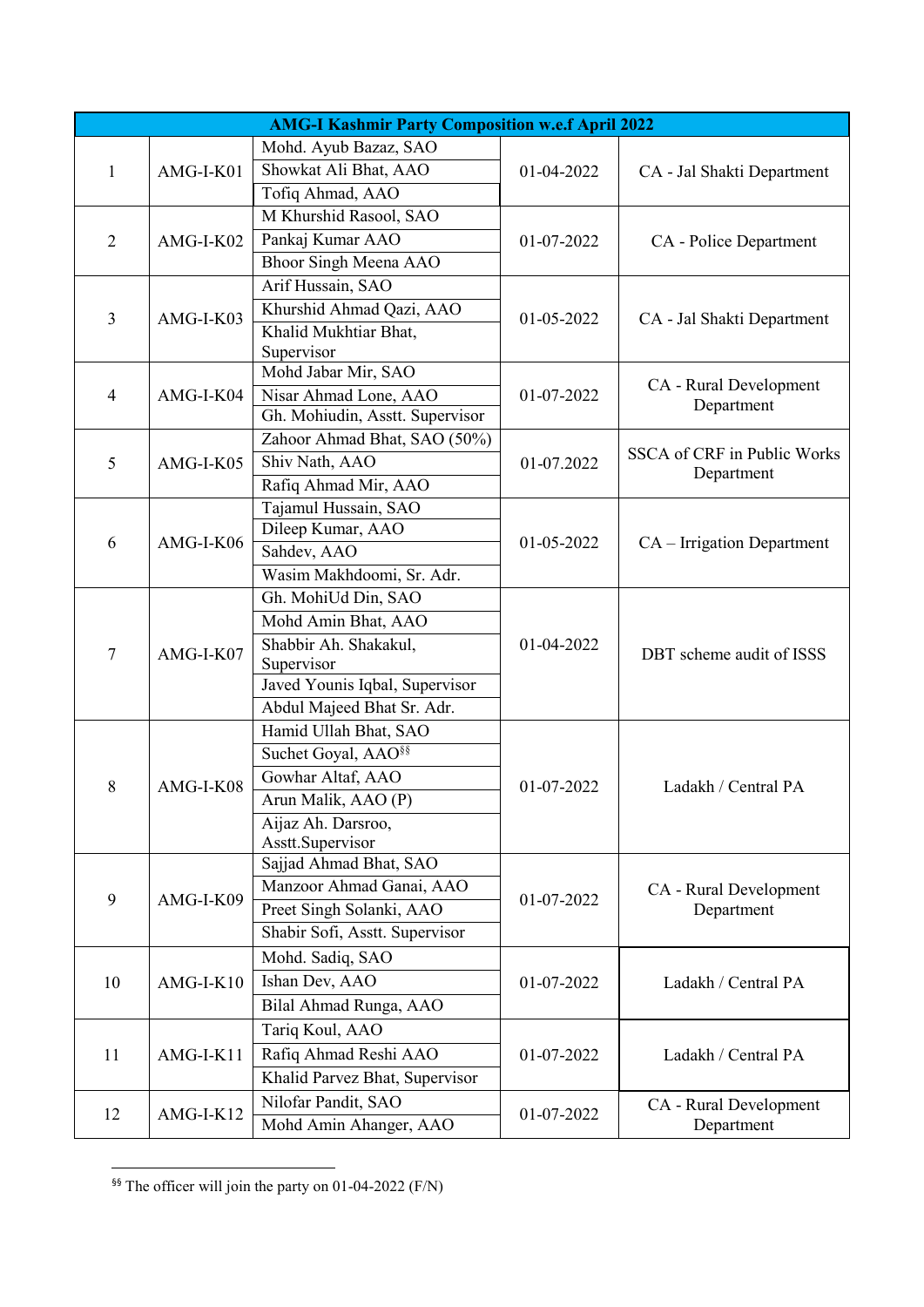| AMG-I Kashmir Party Composition w.e.f April 2022 | | | | |
|---|---|---|---|---|
| 1 | AMG-I-K01 | Mohd. Ayub Bazaz, SAO<br>Showkat Ali Bhat, AAO<br>Tofiq Ahmad, AAO | 01-04-2022 | CA - Jal Shakti Department |
| 2 | AMG-I-K02 | M Khurshid Rasool, SAO<br>Pankaj Kumar AAO<br>Bhoor Singh Meena AAO | 01-07-2022 | CA - Police Department |
| 3 | AMG-I-K03 | Arif Hussain, SAO<br>Khurshid Ahmad Qazi, AAO<br>Khalid Mukhtiar Bhat, Supervisor | 01-05-2022 | CA - Jal Shakti Department |
| 4 | AMG-I-K04 | Mohd Jabar Mir, SAO<br>Nisar Ahmad Lone, AAO<br>Gh. Mohiudin, Asstt. Supervisor | 01-07-2022 | CA - Rural Development Department |
| 5 | AMG-I-K05 | Zahoor Ahmad Bhat, SAO (50%)<br>Shiv Nath, AAO<br>Rafiq Ahmad Mir, AAO | 01-07.2022 | SSCA of CRF in Public Works Department |
| 6 | AMG-I-K06 | Tajamul Hussain, SAO<br>Dileep Kumar, AAO<br>Sahdev, AAO<br>Wasim Makhdoomi, Sr. Adr. | 01-05-2022 | CA – Irrigation Department |
| 7 | AMG-I-K07 | Gh. MohiUd Din, SAO<br>Mohd Amin Bhat, AAO<br>Shabbir Ah. Shakakul, Supervisor<br>Javed Younis Iqbal, Supervisor<br>Abdul Majeed Bhat Sr. Adr. | 01-04-2022 | DBT scheme audit of ISSS |
| 8 | AMG-I-K08 | Hamid Ullah Bhat, SAO<br>Suchet Goyal, AAO[§§]<br>Gowhar Altaf, AAO<br>Arun Malik, AAO (P)<br>Aijaz Ah. Darsroo, Asstt.Supervisor | 01-07-2022 | Ladakh / Central PA |
| 9 | AMG-I-K09 | Sajjad Ahmad Bhat, SAO<br>Manzoor Ahmad Ganai, AAO<br>Preet Singh Solanki, AAO<br>Shabir Sofi, Asstt. Supervisor | 01-07-2022 | CA - Rural Development Department |
| 10 | AMG-I-K10 | Mohd. Sadiq, SAO<br>Ishan Dev, AAO<br>Bilal Ahmad Runga, AAO | 01-07-2022 | Ladakh / Central PA |
| 11 | AMG-I-K11 | Tariq Koul, AAO<br>Rafiq Ahmad Reshi AAO<br>Khalid Parvez Bhat, Supervisor | 01-07-2022 | Ladakh / Central PA |
| 12 | AMG-I-K12 | Nilofar Pandit, SAO<br>Mohd Amin Ahanger, AAO | 01-07-2022 | CA - Rural Development Department |

[§§] The officer will join the party on 01-04-2022 (F/N)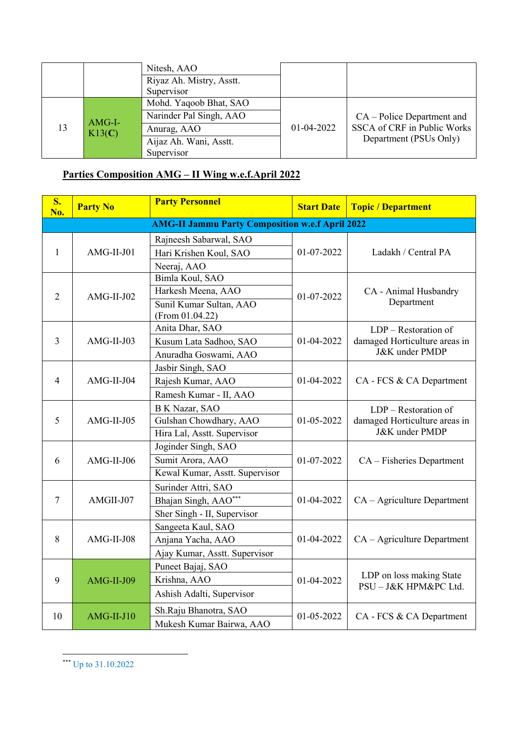| | | Party Personnel | | |
|---|---|---|---|---|
| | | Nitesh, AAO<br>Riyaz Ah. Mistry, Asstt. Supervisor | | |
| 13 | AMG-I-K13(**C**) | Mohd. Yaqoob Bhat, SAO<br>Narinder Pal Singh, AAO<br>Anurag, AAO<br>Aijaz Ah. Wani, Asstt. Supervisor | 01-04-2022 | CA – Police Department and SSCA of CRF in Public Works Department (PSUs Only) |

## Parties Composition AMG – II Wing w.e.f.April 2022

| S. No. | Party No | Party Personnel | Start Date | Topic / Department |
|---|---|---|---|---|
| **AMG-II Jammu Party Composition w.e.f April 2022** | | | | |
| 1 | AMG-II-J01 | Rajneesh Sabarwal, SAO<br>Hari Krishen Koul, SAO<br>Neeraj, AAO | 01-07-2022 | Ladakh / Central PA |
| 2 | AMG-II-J02 | Bimla Koul, SAO<br>Harkesh Meena, AAO<br>Sunil Kumar Sultan, AAO (From 01.04.22) | 01-07-2022 | CA - Animal Husbandry Department |
| 3 | AMG-II-J03 | Anita Dhar, SAO<br>Kusum Lata Sadhoo, SAO<br>Anuradha Goswami, AAO | 01-04-2022 | LDP – Restoration of damaged Horticulture areas in J&K under PMDP |
| 4 | AMG-II-J04 | Jasbir Singh, SAO<br>Rajesh Kumar, AAO<br>Ramesh Kumar - II, AAO | 01-04-2022 | CA - FCS & CA Department |
| 5 | AMG-II-J05 | B K Nazar, SAO<br>Gulshan Chowdhary, AAO<br>Hira Lal, Asstt. Supervisor | 01-05-2022 | LDP – Restoration of damaged Horticulture areas in J&K under PMDP |
| 6 | AMG-II-J06 | Joginder Singh, SAO<br>Sumit Arora, AAO<br>Kewal Kumar, Asstt. Supervisor | 01-07-2022 | CA – Fisheries Department |
| 7 | AMGII-J07 | Surinder Attri, SAO<br>Bhajan Singh, AAO***<br>Sher Singh - II, Supervisor | 01-04-2022 | CA – Agriculture Department |
| 8 | AMG-II-J08 | Sangeeta Kaul, SAO<br>Anjana Yacha, AAO<br>Ajay Kumar, Asstt. Supervisor | 01-04-2022 | CA – Agriculture Department |
| 9 | AMG-II-J09 | Puneet Bajaj, SAO<br>Krishna, AAO<br>Ashish Adalti, Supervisor | 01-04-2022 | LDP on loss making State PSU – J&K HPM&PC Ltd. |
| 10 | AMG-II-J10 | Sh.Raju Bhanotra, SAO<br>Mukesh Kumar Bairwa, AAO | 01-05-2022 | CA - FCS & CA Department |

*** Up to 31.10.2022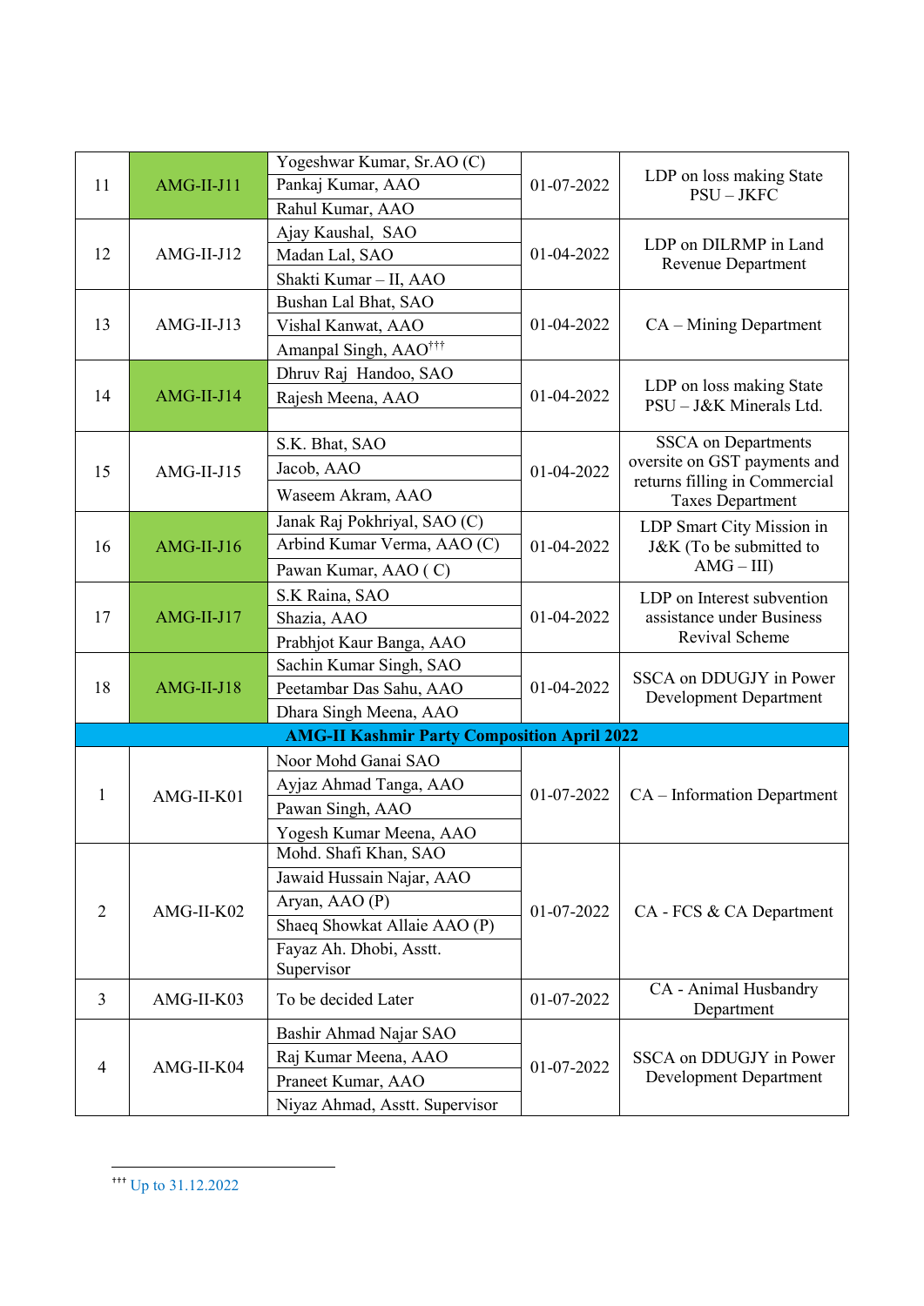| 11 | AMG-II-J11 | Yogeshwar Kumar, Sr.AO (C)<br>Pankaj Kumar, AAO<br>Rahul Kumar, AAO | 01-07-2022 | LDP on loss making State PSU – JKFC |
|---|---|---|---|---|
| 12 | AMG-II-J12 | Ajay Kaushal, SAO<br>Madan Lal, SAO<br>Shakti Kumar – II, AAO | 01-04-2022 | LDP on DILRMP in Land Revenue Department |
| 13 | AMG-II-J13 | Bushan Lal Bhat, SAO<br>Vishal Kanwat, AAO<br>Amanpal Singh, AAO[†††] | 01-04-2022 | CA – Mining Department |
| 14 | AMG-II-J14 | Dhruv Raj Handoo, SAO<br>Rajesh Meena, AAO | 01-04-2022 | LDP on loss making State PSU – J&K Minerals Ltd. |
| 15 | AMG-II-J15 | S.K. Bhat, SAO<br>Jacob, AAO<br>Waseem Akram, AAO | 01-04-2022 | SSCA on Departments oversite on GST payments and returns filling in Commercial Taxes Department |
| 16 | AMG-II-J16 | Janak Raj Pokhriyal, SAO (C)<br>Arbind Kumar Verma, AAO (C)<br>Pawan Kumar, AAO ( C) | 01-04-2022 | LDP Smart City Mission in J&K (To be submitted to AMG – III) |
| 17 | AMG-II-J17 | S.K Raina, SAO<br>Shazia, AAO<br>Prabhjot Kaur Banga, AAO | 01-04-2022 | LDP on Interest subvention assistance under Business Revival Scheme |
| 18 | AMG-II-J18 | Sachin Kumar Singh, SAO<br>Peetambar Das Sahu, AAO<br>Dhara Singh Meena, AAO | 01-04-2022 | SSCA on DDUGJY in Power Development Department |
| **AMG-II Kashmir Party Composition April 2022** | | | | |
| 1 | AMG-II-K01 | Noor Mohd Ganai SAO<br>Ayjaz Ahmad Tanga, AAO<br>Pawan Singh, AAO<br>Yogesh Kumar Meena, AAO | 01-07-2022 | CA – Information Department |
| 2 | AMG-II-K02 | Mohd. Shafi Khan, SAO<br>Jawaid Hussain Najar, AAO<br>Aryan, AAO (P)<br>Shaeq Showkat Allaie AAO (P)<br>Fayaz Ah. Dhobi, Asstt. Supervisor | 01-07-2022 | CA - FCS & CA Department |
| 3 | AMG-II-K03 | To be decided Later | 01-07-2022 | CA - Animal Husbandry Department |
| 4 | AMG-II-K04 | Bashir Ahmad Najar SAO<br>Raj Kumar Meena, AAO<br>Praneet Kumar, AAO<br>Niyaz Ahmad, Asstt. Supervisor | 01-07-2022 | SSCA on DDUGJY in Power Development Department |

[†††] Up to 31.12.2022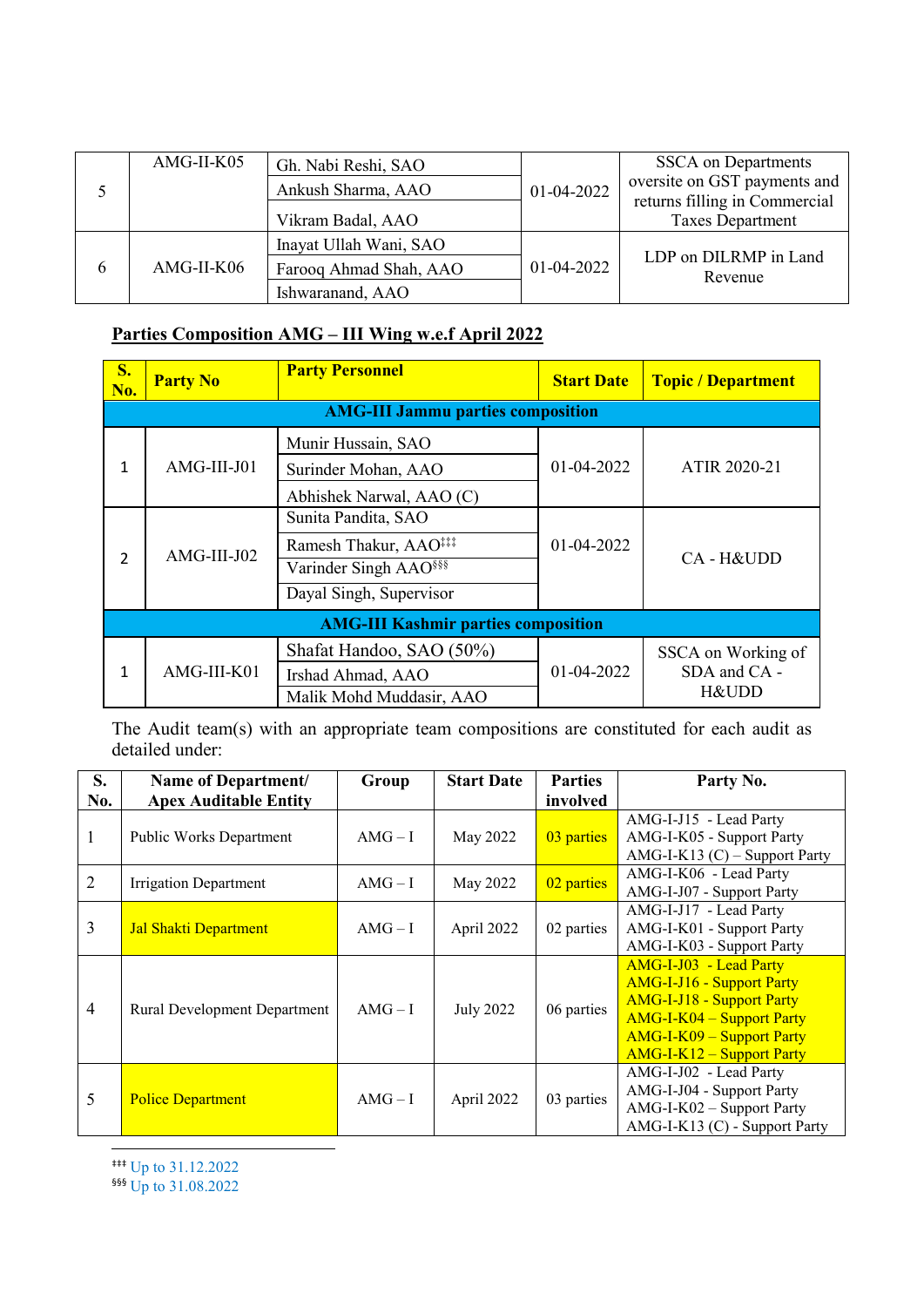| 5 | AMG-II-K05 | Gh. Nabi Reshi, SAO<br>Ankush Sharma, AAO<br>Vikram Badal, AAO | 01-04-2022 | SSCA on Departments oversite on GST payments and returns filling in Commercial Taxes Department |
|---|---|---|---|---|
| 6 | AMG-II-K06 | Inayat Ullah Wani, SAO<br>Farooq Ahmad Shah, AAO<br>Ishwaranand, AAO | 01-04-2022 | LDP on DILRMP in Land Revenue |

**Parties Composition AMG – III Wing w.e.f April 2022**

| S. No. | Party No | Party Personnel | Start Date | Topic / Department |
|---|---|---|---|---|
| **AMG-III Jammu parties composition** | | | | |
| 1 | AMG-III-J01 | Munir Hussain, SAO<br>Surinder Mohan, AAO<br>Abhishek Narwal, AAO (C) | 01-04-2022 | ATIR 2020-21 |
| 2 | AMG-III-J02 | Sunita Pandita, SAO<br>Ramesh Thakur, AAO[‡‡‡]<br>Varinder Singh AAO[§§§]<br>Dayal Singh, Supervisor | 01-04-2022 | CA - H&UDD |
| **AMG-III Kashmir parties composition** | | | | |
| 1 | AMG-III-K01 | Shafat Handoo, SAO (50%)<br>Irshad Ahmad, AAO<br>Malik Mohd Muddasir, AAO | 01-04-2022 | SSCA on Working of SDA and CA - H&UDD |

The Audit team(s) with an appropriate team compositions are constituted for each audit as detailed under:

| S. No. | Name of Department/ Apex Auditable Entity | Group | Start Date | Parties involved | Party No. |
|---|---|---|---|---|---|
| 1 | Public Works Department | AMG – I | May 2022 | 03 parties | AMG-I-J15 - Lead Party<br>AMG-I-K05 - Support Party<br>AMG-I-K13 (C) – Support Party |
| 2 | Irrigation Department | AMG – I | May 2022 | 02 parties | AMG-I-K06 - Lead Party<br>AMG-I-J07 - Support Party |
| 3 | Jal Shakti Department | AMG – I | April 2022 | 02 parties | AMG-I-J17 - Lead Party<br>AMG-I-K01 - Support Party<br>AMG-I-K03 - Support Party |
| 4 | Rural Development Department | AMG – I | July 2022 | 06 parties | AMG-I-J03 - Lead Party<br>AMG-I-J16 - Support Party<br>AMG-I-J18 - Support Party<br>AMG-I-K04 – Support Party<br>AMG-I-K09 – Support Party<br>AMG-I-K12 – Support Party |
| 5 | Police Department | AMG – I | April 2022 | 03 parties | AMG-I-J02 - Lead Party<br>AMG-I-J04 - Support Party<br>AMG-I-K02 – Support Party<br>AMG-I-K13 (C) - Support Party |

[‡‡‡] Up to 31.12.2022
[§§§] Up to 31.08.2022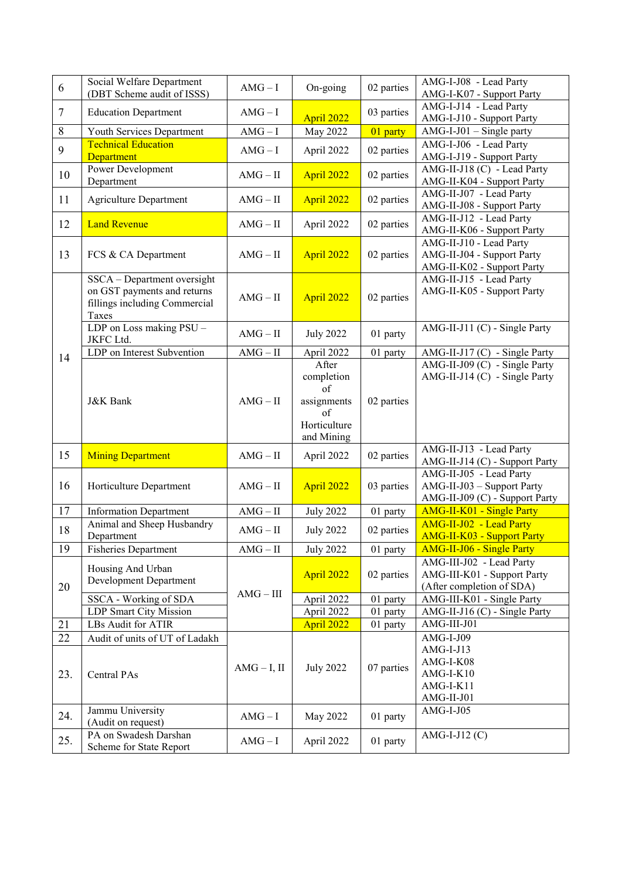| | | | | | |
|---|---|---|---|---|---|
| 6 | Social Welfare Department (DBT Scheme audit of ISSS) | AMG – I | On-going | 02 parties | AMG-I-J08 - Lead Party<br>AMG-I-K07 - Support Party |
| 7 | Education Department | AMG – I | April 2022 | 03 parties | AMG-I-J14 - Lead Party<br>AMG-I-J10 - Support Party |
| 8 | Youth Services Department | AMG – I | May 2022 | 01 party | AMG-I-J01 – Single party |
| 9 | Technical Education Department | AMG – I | April 2022 | 02 parties | AMG-I-J06 - Lead Party<br>AMG-I-J19 - Support Party |
| 10 | Power Development Department | AMG – II | April 2022 | 02 parties | AMG-II-J18 (C) - Lead Party<br>AMG-II-K04 - Support Party |
| 11 | Agriculture Department | AMG – II | April 2022 | 02 parties | AMG-II-J07 - Lead Party<br>AMG-II-J08 - Support Party |
| 12 | Land Revenue | AMG – II | April 2022 | 02 parties | AMG-II-J12 - Lead Party<br>AMG-II-K06 - Support Party |
| 13 | FCS & CA Department | AMG – II | April 2022 | 02 parties | AMG-II-J10 - Lead Party<br>AMG-II-J04 - Support Party<br>AMG-II-K02 - Support Party |
| 14 | SSCA – Department oversight on GST payments and returns fillings including Commercial Taxes | AMG – II | April 2022 | 02 parties | AMG-II-J15 - Lead Party<br>AMG-II-K05 - Support Party |
| | LDP on Loss making PSU – JKFC Ltd. | AMG – II | July 2022 | 01 party | AMG-II-J11 (C) - Single Party |
| | LDP on Interest Subvention | AMG – II | April 2022 | 01 party | AMG-II-J17 (C) - Single Party |
| | J&K Bank | AMG – II | After completion of assignments of Horticulture and Mining | 02 parties | AMG-II-J09 (C) - Single Party<br>AMG-II-J14 (C) - Single Party |
| 15 | Mining Department | AMG – II | April 2022 | 02 parties | AMG-II-J13 - Lead Party<br>AMG-II-J14 (C) - Support Party |
| 16 | Horticulture Department | AMG – II | April 2022 | 03 parties | AMG-II-J05 - Lead Party<br>AMG-II-J03 – Support Party<br>AMG-II-J09 (C) - Support Party |
| 17 | Information Department | AMG – II | July 2022 | 01 party | AMG-II-K01 - Single Party |
| 18 | Animal and Sheep Husbandry Department | AMG – II | July 2022 | 02 parties | AMG-II-J02 - Lead Party<br>AMG-II-K03 - Support Party |
| 19 | Fisheries Department | AMG – II | July 2022 | 01 party | AMG-II-J06 - Single Party |
| 20 | Housing And Urban Development Department | AMG – III | April 2022 | 02 parties | AMG-III-J02 - Lead Party<br>AMG-III-K01 - Support Party<br>(After completion of SDA) |
| | SSCA - Working of SDA | | April 2022 | 01 party | AMG-III-K01 - Single Party |
| | LDP Smart City Mission | | April 2022 | 01 party | AMG-II-J16 (C) - Single Party |
| 21 | LBs Audit for ATIR | | April 2022 | 01 party | AMG-III-J01 |
| 22 | Audit of units of UT of Ladakh | AMG – I, II | July 2022 | 07 parties | AMG-I-J09<br>AMG-I-J13<br>AMG-I-K08<br>AMG-I-K10<br>AMG-I-K11<br>AMG-II-J01 |
| 23. | Central PAs | | | | |
| 24. | Jammu University (Audit on request) | AMG – I | May 2022 | 01 party | AMG-I-J05 |
| 25. | PA on Swadesh Darshan Scheme for State Report | AMG – I | April 2022 | 01 party | AMG-I-J12 (C) |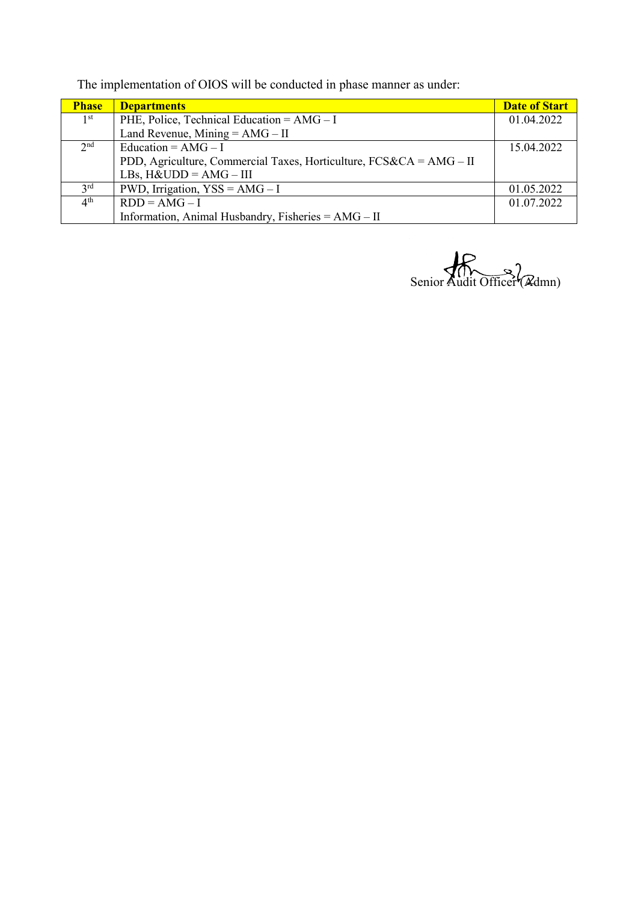The implementation of OIOS will be conducted in phase manner as under:

| Phase | Departments | Date of Start |
|---|---|---|
| 1st | PHE, Police, Technical Education = AMG – I<br>Land Revenue, Mining = AMG – II | 01.04.2022 |
| 2nd | Education = AMG – I<br>PDD, Agriculture, Commercial Taxes, Horticulture, FCS&CA = AMG – II<br>LBs, H&UDD = AMG – III | 15.04.2022 |
| 3rd | PWD, Irrigation, YSS = AMG – I | 01.05.2022 |
| 4th | RDD = AMG – I<br>Information, Animal Husbandry, Fisheries = AMG – II | 01.07.2022 |

Senior Audit Officer (Admn)